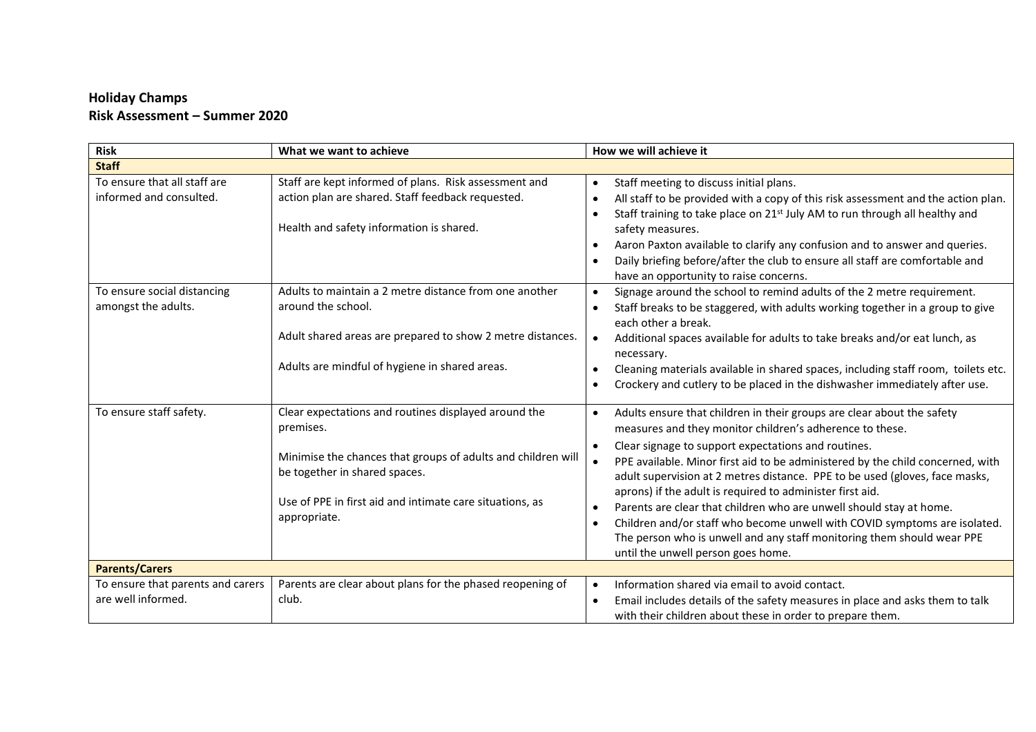**Holiday Champs**
**Risk Assessment – Summer 2020**

| Risk | What we want to achieve | How we will achieve it |
|---|---|---|
| **Staff** | | |
| To ensure that all staff are informed and consulted. | Staff are kept informed of plans. Risk assessment and action plan are shared. Staff feedback requested.<br><br>Health and safety information is shared. | • Staff meeting to discuss initial plans.<br>• All staff to be provided with a copy of this risk assessment and the action plan.<br>• Staff training to take place on 21st July AM to run through all healthy and safety measures.<br>• Aaron Paxton available to clarify any confusion and to answer and queries.<br>• Daily briefing before/after the club to ensure all staff are comfortable and have an opportunity to raise concerns. |
| To ensure social distancing amongst the adults. | Adults to maintain a 2 metre distance from one another around the school.<br><br>Adult shared areas are prepared to show 2 metre distances.<br><br>Adults are mindful of hygiene in shared areas. | • Signage around the school to remind adults of the 2 metre requirement.<br>• Staff breaks to be staggered, with adults working together in a group to give each other a break.<br>• Additional spaces available for adults to take breaks and/or eat lunch, as necessary.<br>• Cleaning materials available in shared spaces, including staff room, toilets etc.<br>• Crockery and cutlery to be placed in the dishwasher immediately after use. |
| To ensure staff safety. | Clear expectations and routines displayed around the premises.<br><br>Minimise the chances that groups of adults and children will be together in shared spaces.<br><br>Use of PPE in first aid and intimate care situations, as appropriate. | • Adults ensure that children in their groups are clear about the safety measures and they monitor children's adherence to these.<br>• Clear signage to support expectations and routines.<br>• PPE available. Minor first aid to be administered by the child concerned, with adult supervision at 2 metres distance. PPE to be used (gloves, face masks, aprons) if the adult is required to administer first aid.<br>• Parents are clear that children who are unwell should stay at home.<br>• Children and/or staff who become unwell with COVID symptoms are isolated. The person who is unwell and any staff monitoring them should wear PPE until the unwell person goes home. |
| **Parents/Carers** | | |
| To ensure that parents and carers are well informed. | Parents are clear about plans for the phased reopening of club. | • Information shared via email to avoid contact.<br>• Email includes details of the safety measures in place and asks them to talk with their children about these in order to prepare them. |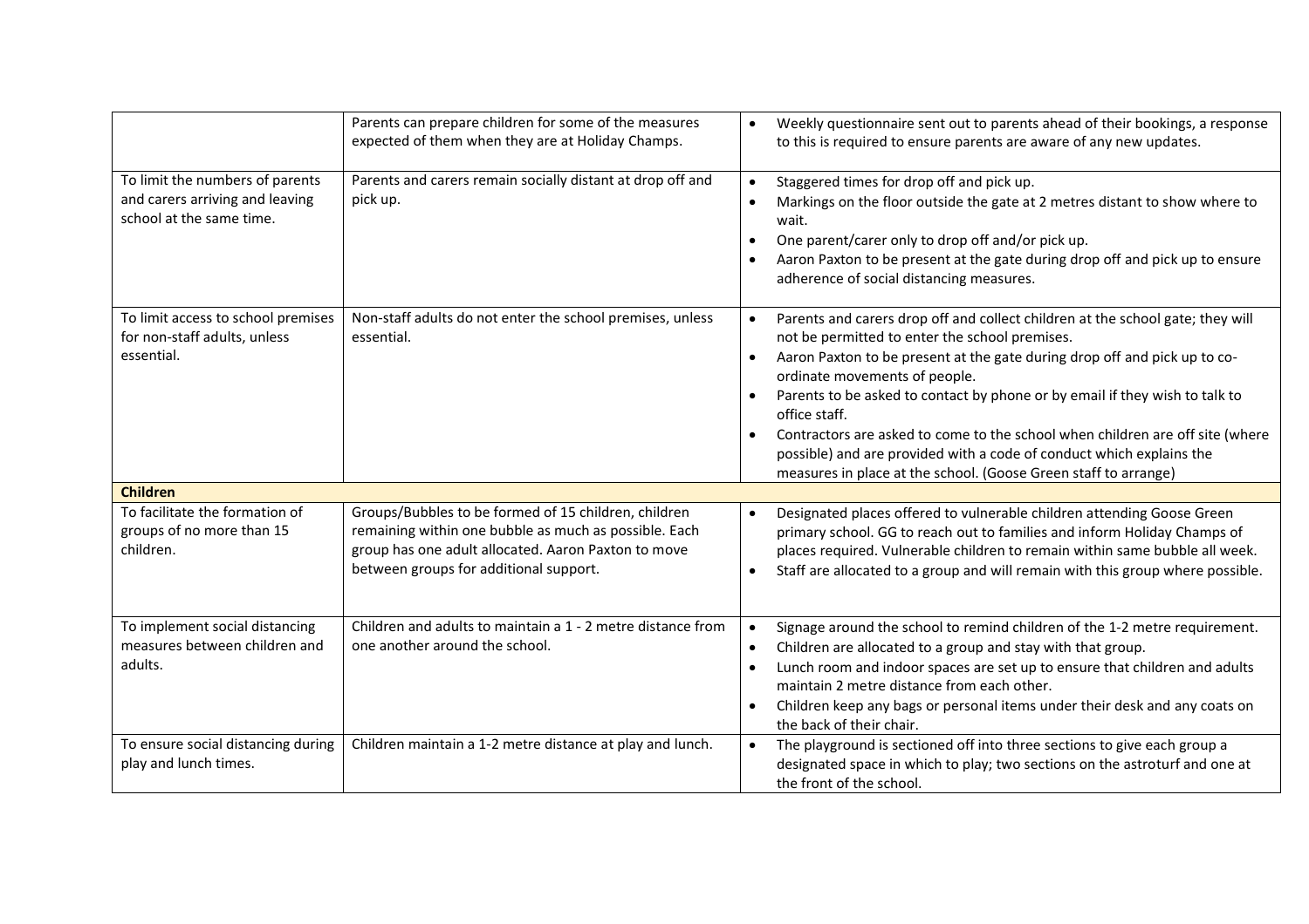| | | |
|---|---|---|
| | Parents can prepare children for some of the measures expected of them when they are at Holiday Champs. | • Weekly questionnaire sent out to parents ahead of their bookings, a response to this is required to ensure parents are aware of any new updates. |
| To limit the numbers of parents and carers arriving and leaving school at the same time. | Parents and carers remain socially distant at drop off and pick up. | • Staggered times for drop off and pick up.<br>• Markings on the floor outside the gate at 2 metres distant to show where to wait.<br>• One parent/carer only to drop off and/or pick up.<br>• Aaron Paxton to be present at the gate during drop off and pick up to ensure adherence of social distancing measures. |
| To limit access to school premises for non-staff adults, unless essential. | Non-staff adults do not enter the school premises, unless essential. | • Parents and carers drop off and collect children at the school gate; they will not be permitted to enter the school premises.<br>• Aaron Paxton to be present at the gate during drop off and pick up to co-ordinate movements of people.<br>• Parents to be asked to contact by phone or by email if they wish to talk to office staff.<br>• Contractors are asked to come to the school when children are off site (where possible) and are provided with a code of conduct which explains the measures in place at the school. (Goose Green staff to arrange) |
| **Children** | | |
| To facilitate the formation of groups of no more than 15 children. | Groups/Bubbles to be formed of 15 children, children remaining within one bubble as much as possible. Each group has one adult allocated. Aaron Paxton to move between groups for additional support. | • Designated places offered to vulnerable children attending Goose Green primary school. GG to reach out to families and inform Holiday Champs of places required. Vulnerable children to remain within same bubble all week.<br>• Staff are allocated to a group and will remain with this group where possible. |
| To implement social distancing measures between children and adults. | Children and adults to maintain a 1 - 2 metre distance from one another around the school. | • Signage around the school to remind children of the 1-2 metre requirement.<br>• Children are allocated to a group and stay with that group.<br>• Lunch room and indoor spaces are set up to ensure that children and adults maintain 2 metre distance from each other.<br>• Children keep any bags or personal items under their desk and any coats on the back of their chair. |
| To ensure social distancing during play and lunch times. | Children maintain a 1-2 metre distance at play and lunch. | • The playground is sectioned off into three sections to give each group a designated space in which to play; two sections on the astroturf and one at the front of the school. |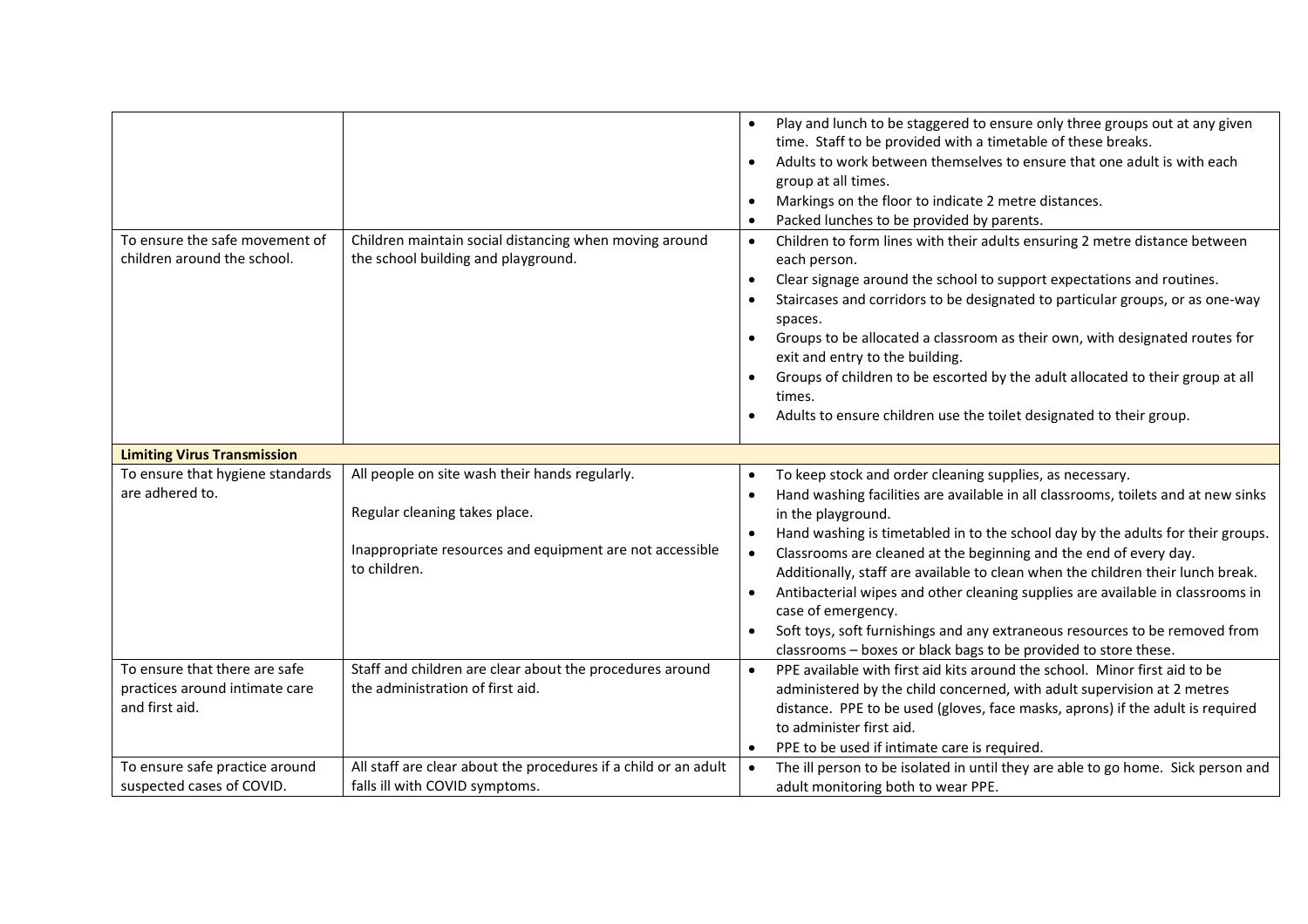| | | |
|---|---|---|
| | | • Play and lunch to be staggered to ensure only three groups out at any given time. Staff to be provided with a timetable of these breaks.<br>• Adults to work between themselves to ensure that one adult is with each group at all times.<br>• Markings on the floor to indicate 2 metre distances.<br>• Packed lunches to be provided by parents. |
| To ensure the safe movement of children around the school. | Children maintain social distancing when moving around the school building and playground. | • Children to form lines with their adults ensuring 2 metre distance between each person.<br>• Clear signage around the school to support expectations and routines.<br>• Staircases and corridors to be designated to particular groups, or as one-way spaces.<br>• Groups to be allocated a classroom as their own, with designated routes for exit and entry to the building.<br>• Groups of children to be escorted by the adult allocated to their group at all times.<br>• Adults to ensure children use the toilet designated to their group. |
| **Limiting Virus Transmission** | | |
| To ensure that hygiene standards are adhered to. | All people on site wash their hands regularly.<br><br>Regular cleaning takes place.<br><br>Inappropriate resources and equipment are not accessible to children. | • To keep stock and order cleaning supplies, as necessary.<br>• Hand washing facilities are available in all classrooms, toilets and at new sinks in the playground.<br>• Hand washing is timetabled in to the school day by the adults for their groups.<br>• Classrooms are cleaned at the beginning and the end of every day. Additionally, staff are available to clean when the children their lunch break.<br>• Antibacterial wipes and other cleaning supplies are available in classrooms in case of emergency.<br>• Soft toys, soft furnishings and any extraneous resources to be removed from classrooms – boxes or black bags to be provided to store these. |
| To ensure that there are safe practices around intimate care and first aid. | Staff and children are clear about the procedures around the administration of first aid. | • PPE available with first aid kits around the school. Minor first aid to be administered by the child concerned, with adult supervision at 2 metres distance. PPE to be used (gloves, face masks, aprons) if the adult is required to administer first aid.<br>• PPE to be used if intimate care is required. |
| To ensure safe practice around suspected cases of COVID. | All staff are clear about the procedures if a child or an adult falls ill with COVID symptoms. | • The ill person to be isolated in until they are able to go home. Sick person and adult monitoring both to wear PPE. |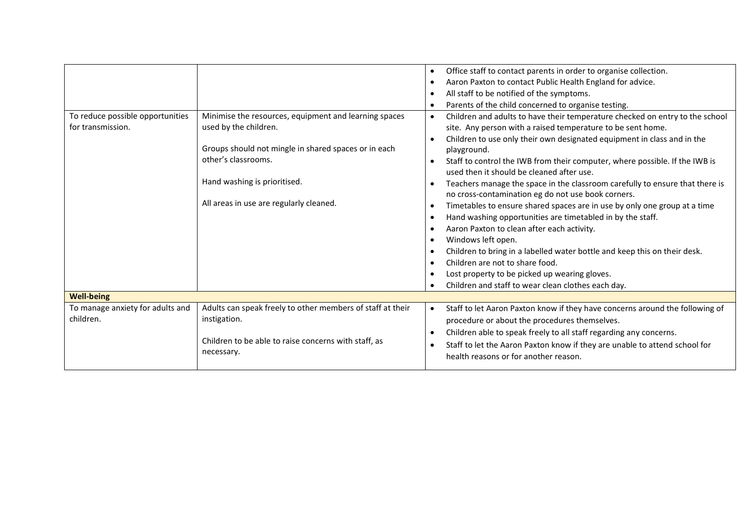| | | |
|---|---|---|
| | | • Office staff to contact parents in order to organise collection.<br>• Aaron Paxton to contact Public Health England for advice.<br>• All staff to be notified of the symptoms.<br>• Parents of the child concerned to organise testing. |
| To reduce possible opportunities for transmission. | Minimise the resources, equipment and learning spaces used by the children.<br><br>Groups should not mingle in shared spaces or in each other's classrooms.<br><br>Hand washing is prioritised.<br><br>All areas in use are regularly cleaned. | • Children and adults to have their temperature checked on entry to the school site. Any person with a raised temperature to be sent home.<br>• Children to use only their own designated equipment in class and in the playground.<br>• Staff to control the IWB from their computer, where possible. If the IWB is used then it should be cleaned after use.<br>• Teachers manage the space in the classroom carefully to ensure that there is no cross-contamination eg do not use book corners.<br>• Timetables to ensure shared spaces are in use by only one group at a time<br>• Hand washing opportunities are timetabled in by the staff.<br>• Aaron Paxton to clean after each activity.<br>• Windows left open.<br>• Children to bring in a labelled water bottle and keep this on their desk.<br>• Children are not to share food.<br>• Lost property to be picked up wearing gloves.<br>• Children and staff to wear clean clothes each day. |
| **Well-being** | | |
| To manage anxiety for adults and children. | Adults can speak freely to other members of staff at their instigation.<br><br>Children to be able to raise concerns with staff, as necessary. | • Staff to let Aaron Paxton know if they have concerns around the following of procedure or about the procedures themselves.<br>• Children able to speak freely to all staff regarding any concerns.<br>• Staff to let the Aaron Paxton know if they are unable to attend school for health reasons or for another reason. |